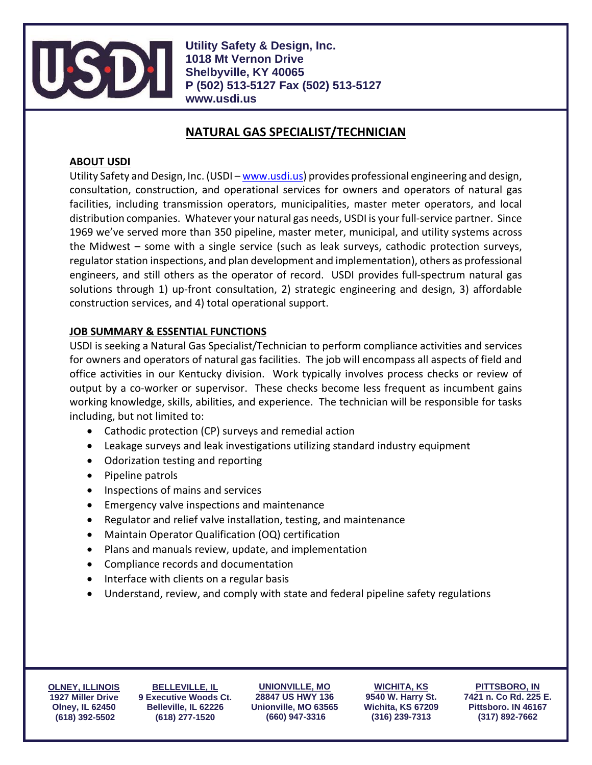**Utility Safety & Design, Inc.**
**1018 Mt Vernon Drive**
**Shelbyville, KY 40065**
**P (502) 513-5127 Fax (502) 513-5127**
**www.usdi.us**

# NATURAL GAS SPECIALIST/TECHNICIAN

## ABOUT USDI

Utility Safety and Design, Inc. (USDI – www.usdi.us) provides professional engineering and design, consultation, construction, and operational services for owners and operators of natural gas facilities, including transmission operators, municipalities, master meter operators, and local distribution companies. Whatever your natural gas needs, USDI is your full-service partner. Since 1969 we've served more than 350 pipeline, master meter, municipal, and utility systems across the Midwest – some with a single service (such as leak surveys, cathodic protection surveys, regulator station inspections, and plan development and implementation), others as professional engineers, and still others as the operator of record. USDI provides full-spectrum natural gas solutions through 1) up-front consultation, 2) strategic engineering and design, 3) affordable construction services, and 4) total operational support.

## JOB SUMMARY & ESSENTIAL FUNCTIONS

USDI is seeking a Natural Gas Specialist/Technician to perform compliance activities and services for owners and operators of natural gas facilities. The job will encompass all aspects of field and office activities in our Kentucky division. Work typically involves process checks or review of output by a co-worker or supervisor. These checks become less frequent as incumbent gains working knowledge, skills, abilities, and experience. The technician will be responsible for tasks including, but not limited to:

- Cathodic protection (CP) surveys and remedial action
- Leakage surveys and leak investigations utilizing standard industry equipment
- Odorization testing and reporting
- Pipeline patrols
- Inspections of mains and services
- Emergency valve inspections and maintenance
- Regulator and relief valve installation, testing, and maintenance
- Maintain Operator Qualification (OQ) certification
- Plans and manuals review, update, and implementation
- Compliance records and documentation
- Interface with clients on a regular basis
- Understand, review, and comply with state and federal pipeline safety regulations

| OLNEY, ILLINOIS | BELLEVILLE, IL | UNIONVILLE, MO | WICHITA, KS | PITTSBORO, IN |
|---|---|---|---|---|
| 1927 Miller Drive | 9 Executive Woods Ct. | 28847 US HWY 136 | 9540 W. Harry St. | 7421 n. Co Rd. 225 E. |
| Olney, IL 62450 | Belleville, IL 62226 | Unionville, MO 63565 | Wichita, KS 67209 | Pittsboro. IN 46167 |
| (618) 392-5502 | (618) 277-1520 | (660) 947-3316 | (316) 239-7313 | (317) 892-7662 |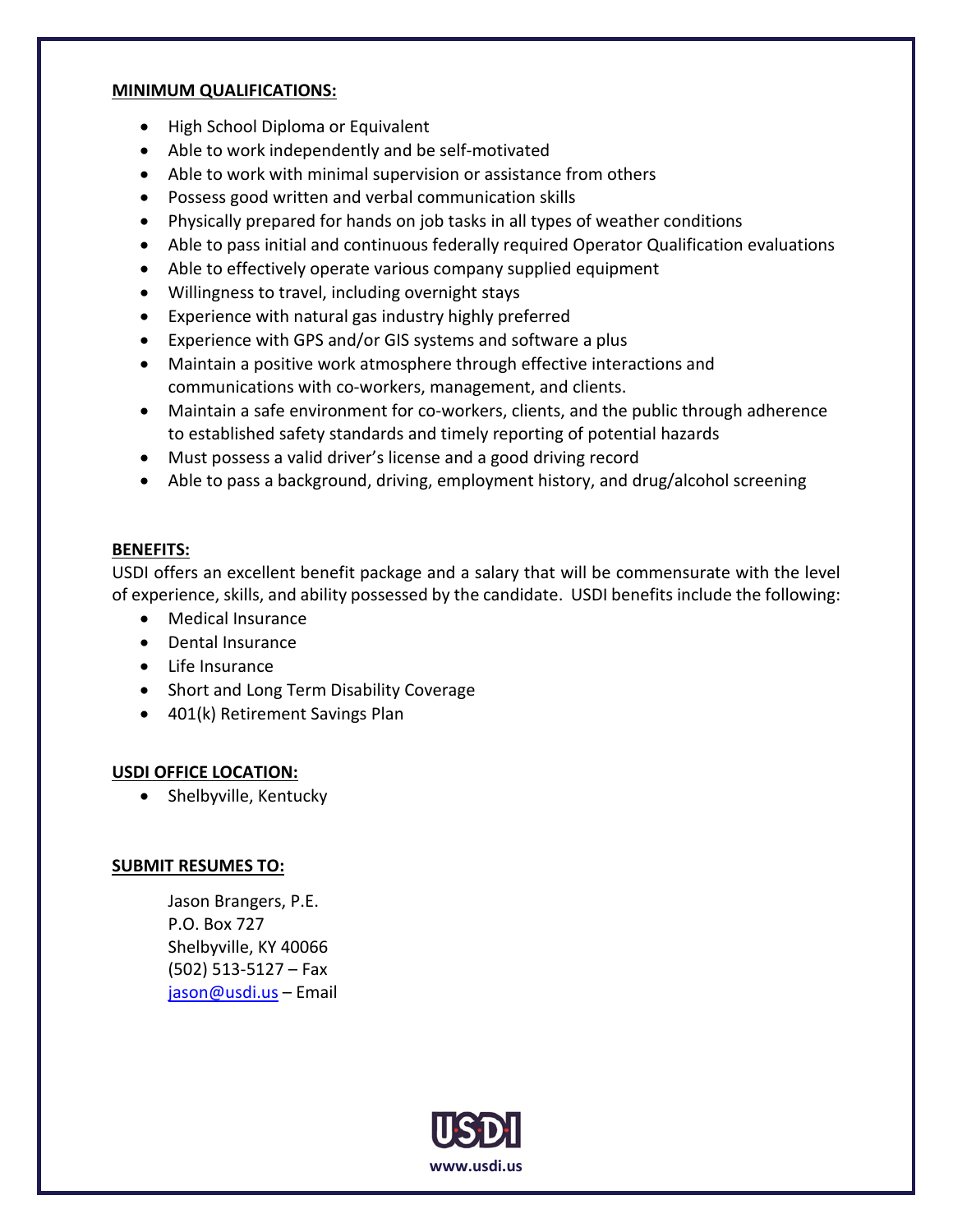**MINIMUM QUALIFICATIONS:**

- High School Diploma or Equivalent
- Able to work independently and be self-motivated
- Able to work with minimal supervision or assistance from others
- Possess good written and verbal communication skills
- Physically prepared for hands on job tasks in all types of weather conditions
- Able to pass initial and continuous federally required Operator Qualification evaluations
- Able to effectively operate various company supplied equipment
- Willingness to travel, including overnight stays
- Experience with natural gas industry highly preferred
- Experience with GPS and/or GIS systems and software a plus
- Maintain a positive work atmosphere through effective interactions and communications with co-workers, management, and clients.
- Maintain a safe environment for co-workers, clients, and the public through adherence to established safety standards and timely reporting of potential hazards
- Must possess a valid driver's license and a good driving record
- Able to pass a background, driving, employment history, and drug/alcohol screening

**BENEFITS:**

USDI offers an excellent benefit package and a salary that will be commensurate with the level of experience, skills, and ability possessed by the candidate. USDI benefits include the following:

- Medical Insurance
- Dental Insurance
- Life Insurance
- Short and Long Term Disability Coverage
- 401(k) Retirement Savings Plan

**USDI OFFICE LOCATION:**

- Shelbyville, Kentucky

**SUBMIT RESUMES TO:**

Jason Brangers, P.E.
P.O. Box 727
Shelbyville, KY 40066
(502) 513-5127 – Fax
jason@usdi.us – Email

USDI
www.usdi.us